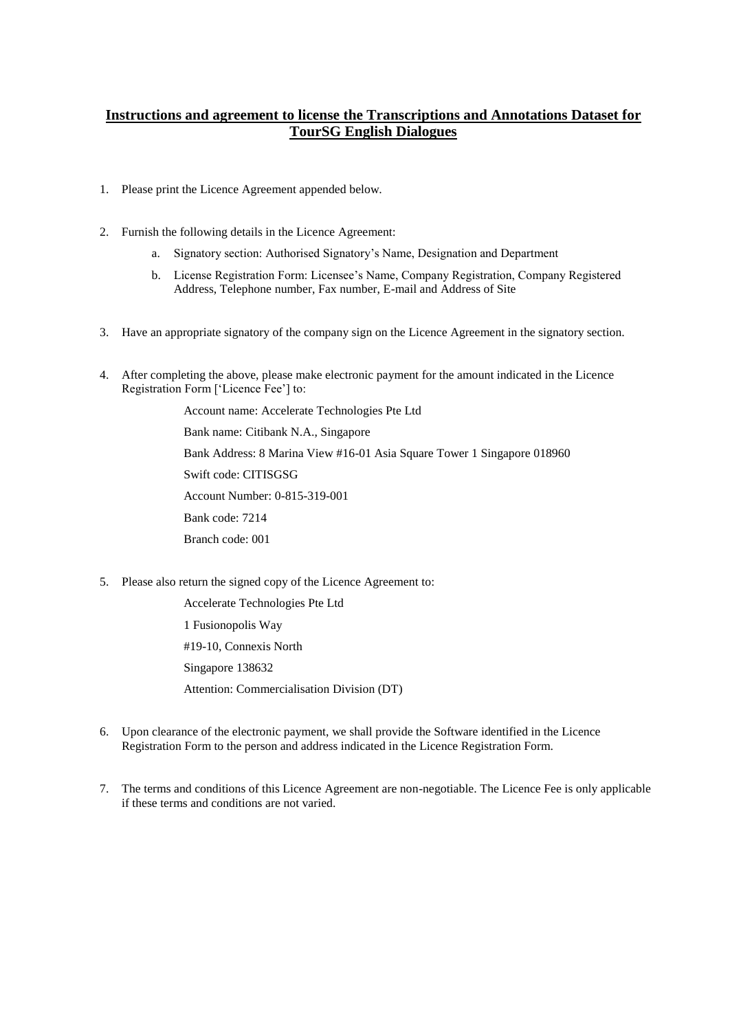# Instructions and agreement to license the Transcriptions and Annotations Dataset for TourSG English Dialogues

1. Please print the Licence Agreement appended below.

2. Furnish the following details in the Licence Agreement:

   a. Signatory section: Authorised Signatory's Name, Designation and Department

   b. License Registration Form: Licensee's Name, Company Registration, Company Registered Address, Telephone number, Fax number, E-mail and Address of Site

3. Have an appropriate signatory of the company sign on the Licence Agreement in the signatory section.

4. After completing the above, please make electronic payment for the amount indicated in the Licence Registration Form ['Licence Fee'] to:

   Account name: Accelerate Technologies Pte Ltd

   Bank name: Citibank N.A., Singapore

   Bank Address: 8 Marina View #16-01 Asia Square Tower 1 Singapore 018960

   Swift code: CITISGSG

   Account Number: 0-815-319-001

   Bank code: 7214

   Branch code: 001

5. Please also return the signed copy of the Licence Agreement to:

   Accelerate Technologies Pte Ltd

   1 Fusionopolis Way

   #19-10, Connexis North

   Singapore 138632

   Attention: Commercialisation Division (DT)

6. Upon clearance of the electronic payment, we shall provide the Software identified in the Licence Registration Form to the person and address indicated in the Licence Registration Form.

7. The terms and conditions of this Licence Agreement are non-negotiable. The Licence Fee is only applicable if these terms and conditions are not varied.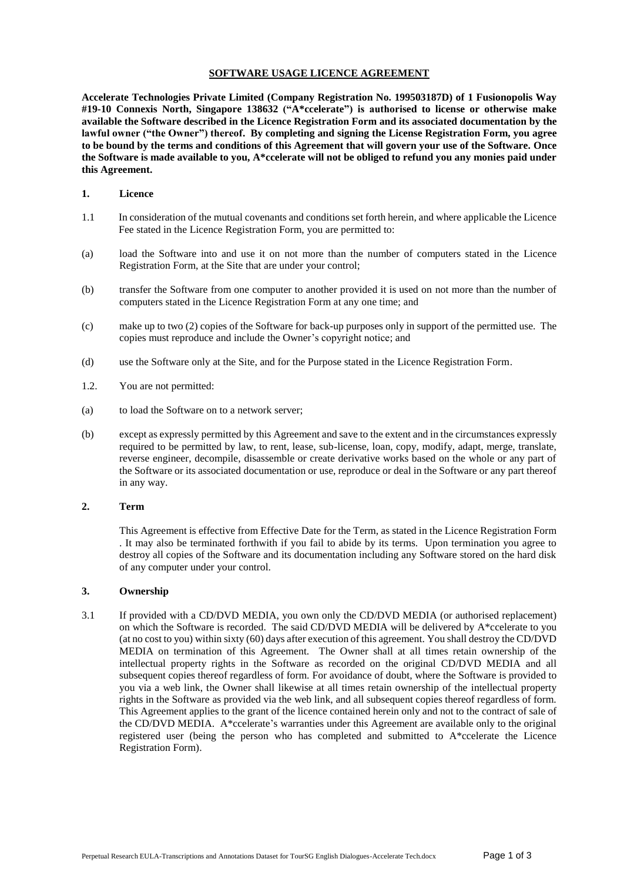## SOFTWARE USAGE LICENCE AGREEMENT

**Accelerate Technologies Private Limited (Company Registration No. 199503187D) of 1 Fusionopolis Way #19-10 Connexis North, Singapore 138632 ("A*ccelerate") is authorised to license or otherwise make available the Software described in the Licence Registration Form and its associated documentation by the lawful owner ("the Owner") thereof. By completing and signing the License Registration Form, you agree to be bound by the terms and conditions of this Agreement that will govern your use of the Software. Once the Software is made available to you, A*ccelerate will not be obliged to refund you any monies paid under this Agreement.**

### 1. Licence

1.1 In consideration of the mutual covenants and conditions set forth herein, and where applicable the Licence Fee stated in the Licence Registration Form, you are permitted to:

(a) load the Software into and use it on not more than the number of computers stated in the Licence Registration Form, at the Site that are under your control;

(b) transfer the Software from one computer to another provided it is used on not more than the number of computers stated in the Licence Registration Form at any one time; and

(c) make up to two (2) copies of the Software for back-up purposes only in support of the permitted use. The copies must reproduce and include the Owner's copyright notice; and

(d) use the Software only at the Site, and for the Purpose stated in the Licence Registration Form.

1.2. You are not permitted:

(a) to load the Software on to a network server;

(b) except as expressly permitted by this Agreement and save to the extent and in the circumstances expressly required to be permitted by law, to rent, lease, sub-license, loan, copy, modify, adapt, merge, translate, reverse engineer, decompile, disassemble or create derivative works based on the whole or any part of the Software or its associated documentation or use, reproduce or deal in the Software or any part thereof in any way.

### 2. Term

This Agreement is effective from Effective Date for the Term, as stated in the Licence Registration Form . It may also be terminated forthwith if you fail to abide by its terms. Upon termination you agree to destroy all copies of the Software and its documentation including any Software stored on the hard disk of any computer under your control.

### 3. Ownership

3.1 If provided with a CD/DVD MEDIA, you own only the CD/DVD MEDIA (or authorised replacement) on which the Software is recorded. The said CD/DVD MEDIA will be delivered by A*ccelerate to you (at no cost to you) within sixty (60) days after execution of this agreement. You shall destroy the CD/DVD MEDIA on termination of this Agreement. The Owner shall at all times retain ownership of the intellectual property rights in the Software as recorded on the original CD/DVD MEDIA and all subsequent copies thereof regardless of form. For avoidance of doubt, where the Software is provided to you via a web link, the Owner shall likewise at all times retain ownership of the intellectual property rights in the Software as provided via the web link, and all subsequent copies thereof regardless of form. This Agreement applies to the grant of the licence contained herein only and not to the contract of sale of the CD/DVD MEDIA. A*ccelerate's warranties under this Agreement are available only to the original registered user (being the person who has completed and submitted to A*ccelerate the Licence Registration Form).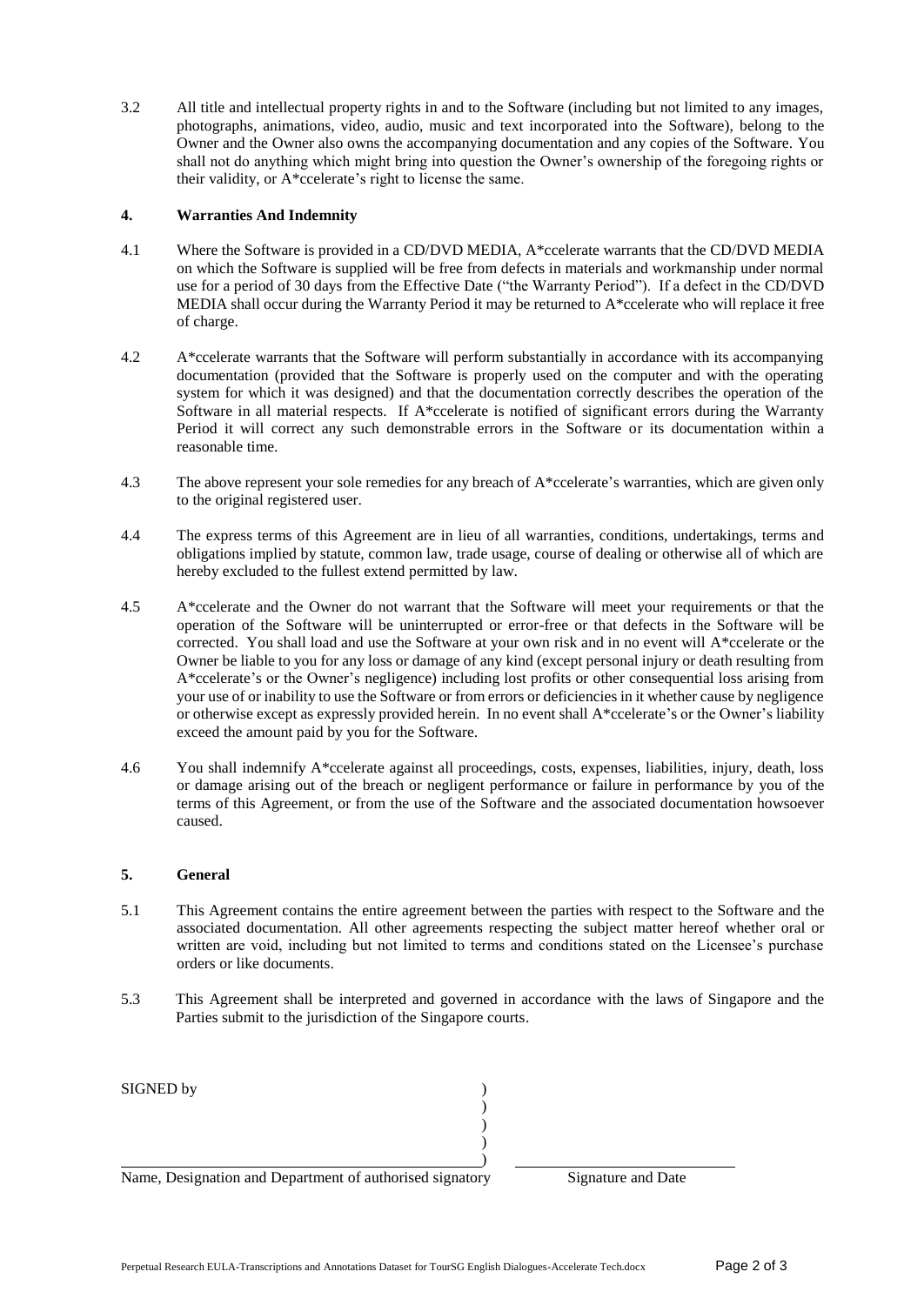3.2 All title and intellectual property rights in and to the Software (including but not limited to any images, photographs, animations, video, audio, music and text incorporated into the Software), belong to the Owner and the Owner also owns the accompanying documentation and any copies of the Software. You shall not do anything which might bring into question the Owner's ownership of the foregoing rights or their validity, or A*ccelerate's right to license the same.

**4. Warranties And Indemnity**

4.1 Where the Software is provided in a CD/DVD MEDIA, A*ccelerate warrants that the CD/DVD MEDIA on which the Software is supplied will be free from defects in materials and workmanship under normal use for a period of 30 days from the Effective Date ("the Warranty Period"). If a defect in the CD/DVD MEDIA shall occur during the Warranty Period it may be returned to A*ccelerate who will replace it free of charge.

4.2 A*ccelerate warrants that the Software will perform substantially in accordance with its accompanying documentation (provided that the Software is properly used on the computer and with the operating system for which it was designed) and that the documentation correctly describes the operation of the Software in all material respects. If A*ccelerate is notified of significant errors during the Warranty Period it will correct any such demonstrable errors in the Software or its documentation within a reasonable time.

4.3 The above represent your sole remedies for any breach of A*ccelerate's warranties, which are given only to the original registered user.

4.4 The express terms of this Agreement are in lieu of all warranties, conditions, undertakings, terms and obligations implied by statute, common law, trade usage, course of dealing or otherwise all of which are hereby excluded to the fullest extend permitted by law.

4.5 A*ccelerate and the Owner do not warrant that the Software will meet your requirements or that the operation of the Software will be uninterrupted or error-free or that defects in the Software will be corrected. You shall load and use the Software at your own risk and in no event will A*ccelerate or the Owner be liable to you for any loss or damage of any kind (except personal injury or death resulting from A*ccelerate's or the Owner's negligence) including lost profits or other consequential loss arising from your use of or inability to use the Software or from errors or deficiencies in it whether cause by negligence or otherwise except as expressly provided herein. In no event shall A*ccelerate's or the Owner's liability exceed the amount paid by you for the Software.

4.6 You shall indemnify A*ccelerate against all proceedings, costs, expenses, liabilities, injury, death, loss or damage arising out of the breach or negligent performance or failure in performance by you of the terms of this Agreement, or from the use of the Software and the associated documentation howsoever caused.

**5. General**

5.1 This Agreement contains the entire agreement between the parties with respect to the Software and the associated documentation. All other agreements respecting the subject matter hereof whether oral or written are void, including but not limited to terms and conditions stated on the Licensee's purchase orders or like documents.

5.3 This Agreement shall be interpreted and governed in accordance with the laws of Singapore and the Parties submit to the jurisdiction of the Singapore courts.

SIGNED by )
)
)
)
)

Name, Designation and Department of authorised signatory        Signature and Date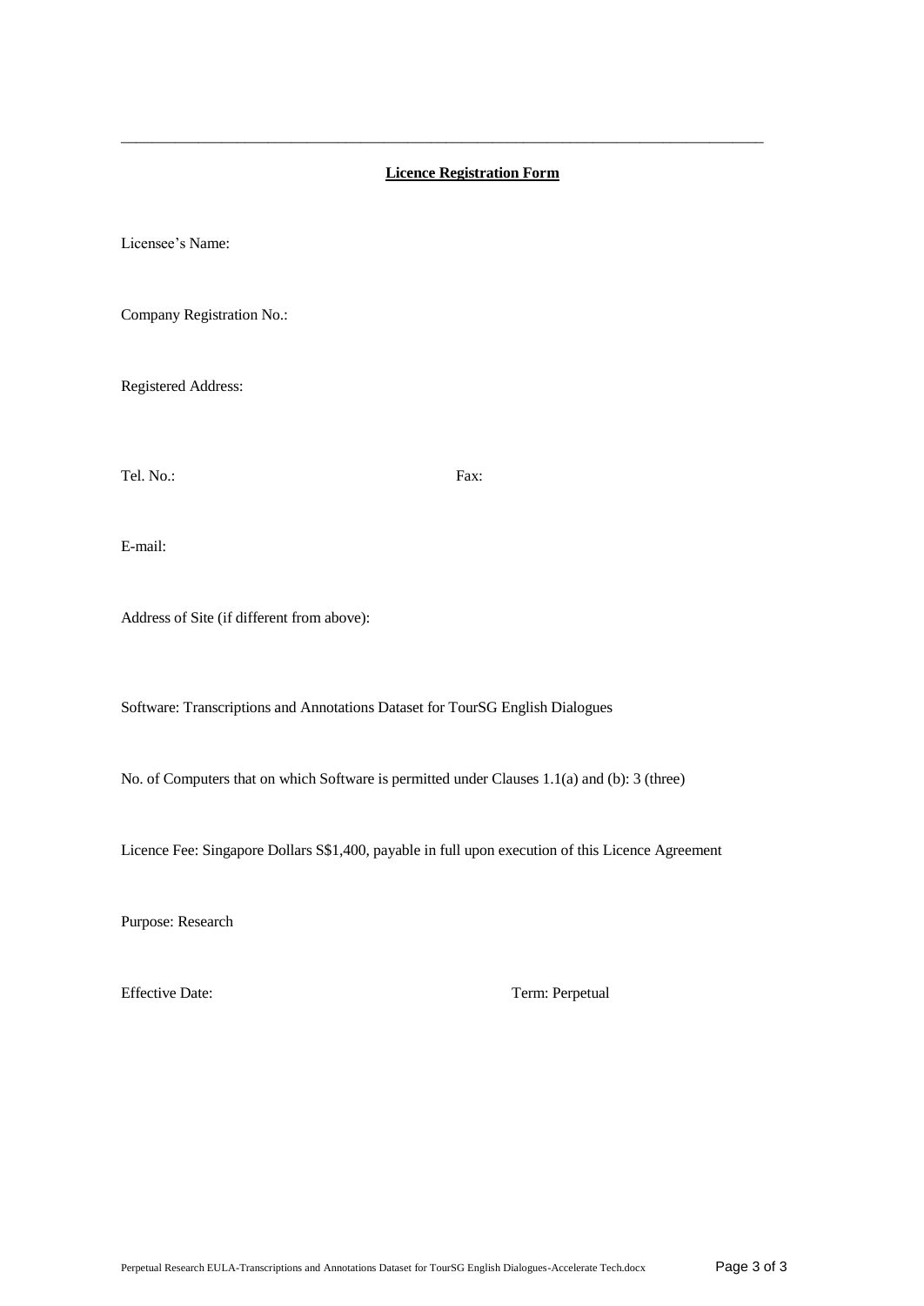---

**Licence Registration Form**

Licensee's Name:

Company Registration No.:

Registered Address:

Tel. No.: Fax:

E-mail:

Address of Site (if different from above):

Software: Transcriptions and Annotations Dataset for TourSG English Dialogues

No. of Computers that on which Software is permitted under Clauses 1.1(a) and (b): 3 (three)

Licence Fee: Singapore Dollars S$1,400, payable in full upon execution of this Licence Agreement

Purpose: Research

Effective Date: Term: Perpetual